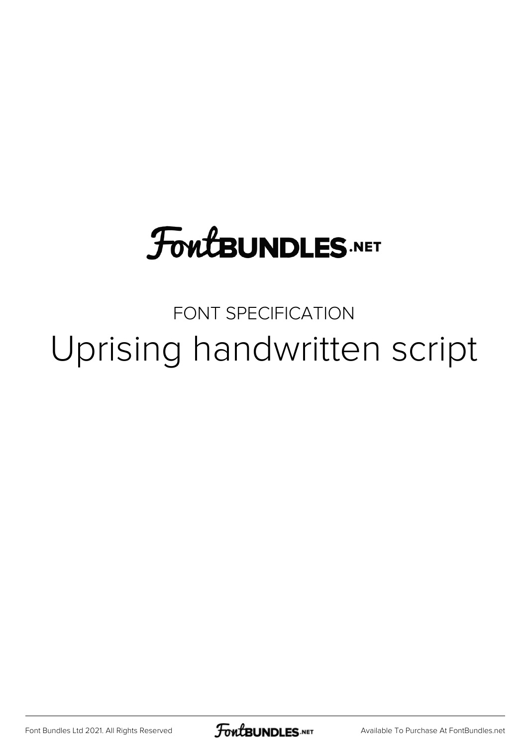FontBUNDLES.NET

FONT SPECIFICATION

# Uprising handwritten script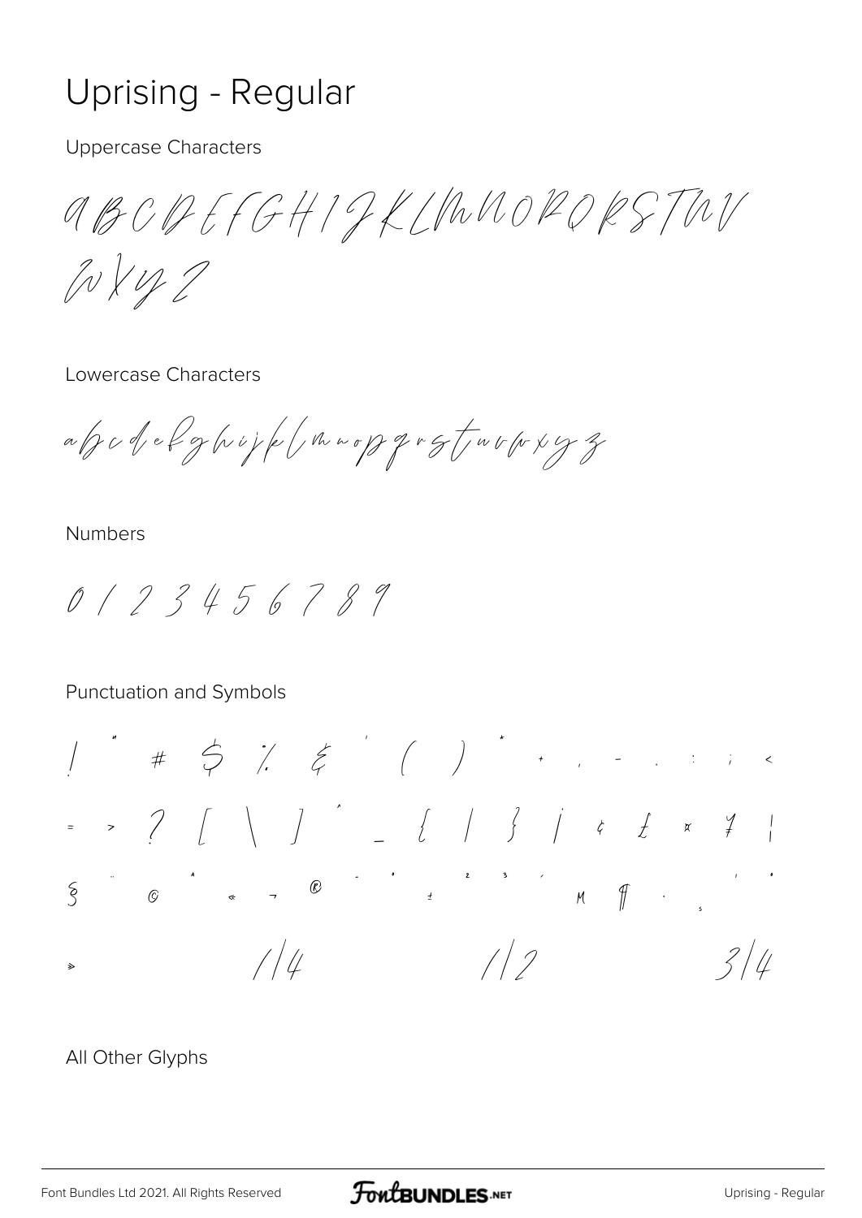# Uprising - Regular

Uppercase Characters

A B C D E F G H I J K L M N O P Q R S T U V W X Y Z

Lowercase Characters

a b c d e f g h i j k l m n o p q r s t u v w x y z

Numbers

0 1 2 3 4 5 6 7 8 9

Punctuation and Symbols

! " # $ % & ' ( ) * + , - . : ; <

= > ? [ \ ] ^ _ { | } ¡ ¢ £ ¤ ¥ ¦

§ ¨ © ª « ¬ ® ¯ ° ± ² ³ ´ µ ¶ · ¸ ¹ º

» ¼ ½ ¾

All Other Glyphs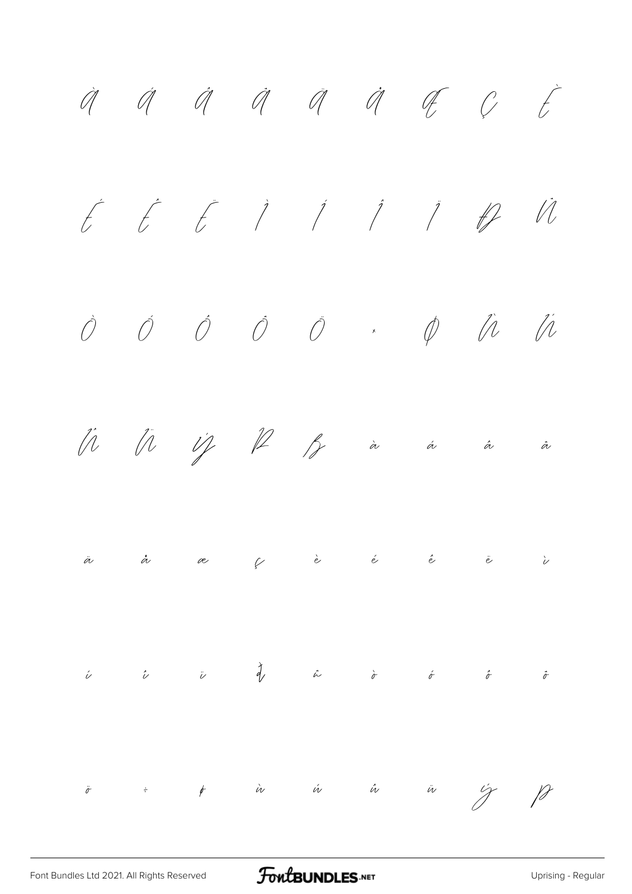À Á Â Ã Ä Å Æ Ç È

É Ê Ë Ì Í Î Ï Ð Ñ

Ò Ó Ô Õ Ö × Ø Ù Ú

Û Ü Ý Þ ß à á â ã

ä å æ ç è é ê ë ì

í î ï ð ñ ò ó ô õ

ö ÷ ø ù ú û ü ý þ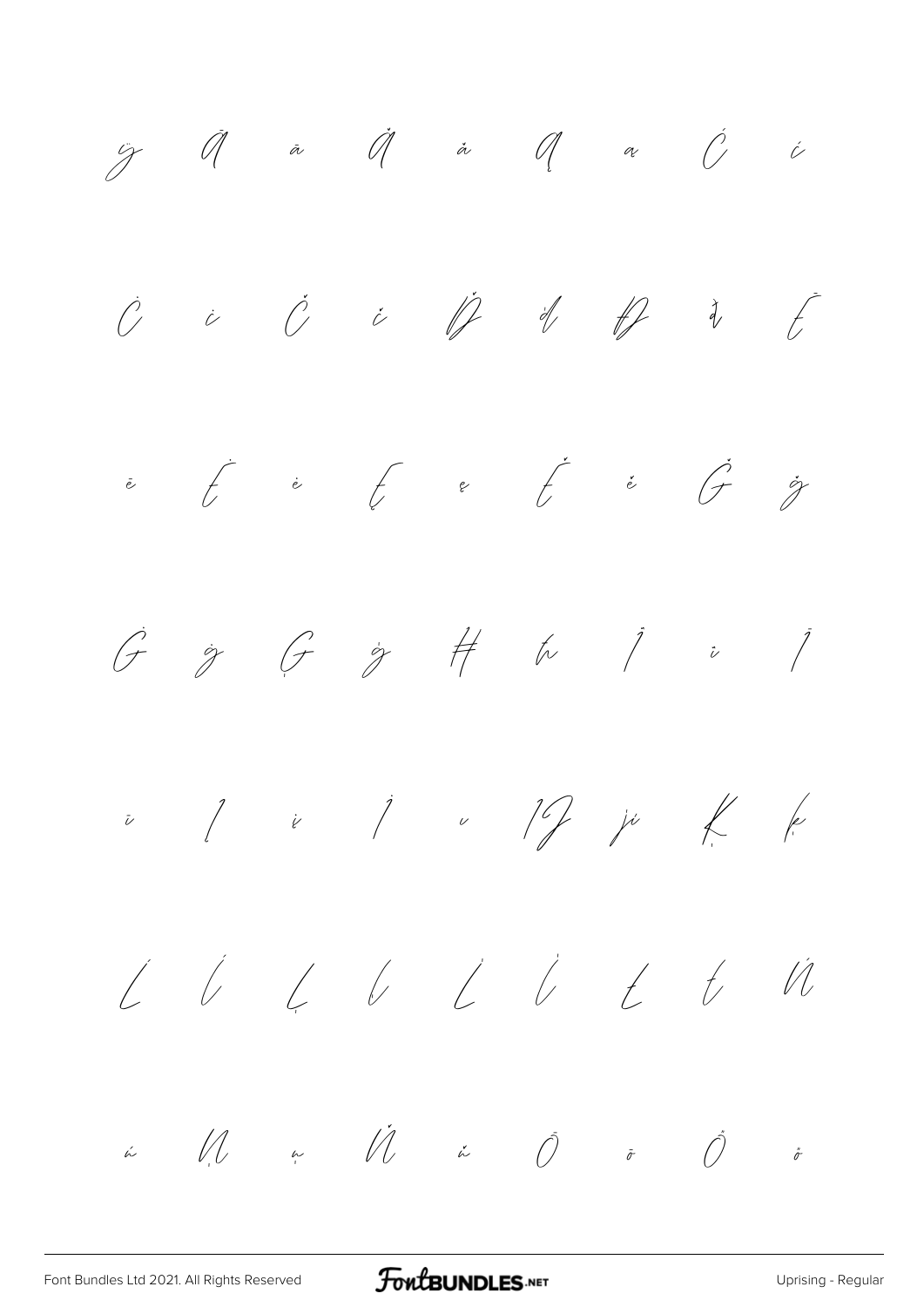ÿ Ā ā Ă ă Ą ą Ć ć

Ċ ċ Č č Ď ď Đ đ Ē

ē Ė ė Ę ę Ě ě Ğ ğ

Ġ ġ Ģ ģ Ħ ħ Ĩ ĩ Ī

ī Į į İ ı Ĳ ĳ Ķ ķ

Ĺ ĺ Ļ ļ Ľ ľ Ł ł Ń

ń Ņ ņ Ň ň Ō ō Ő ő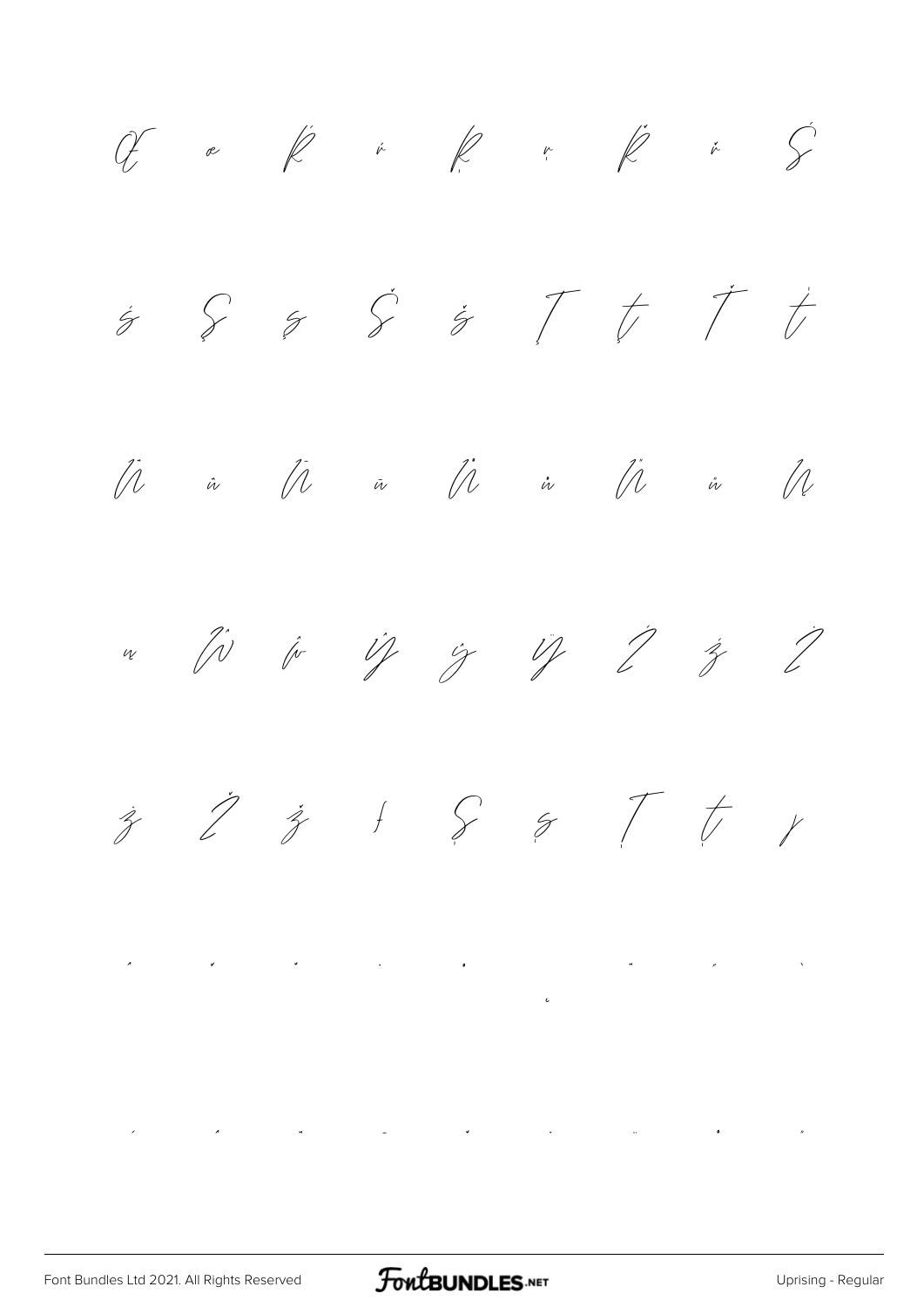Œ œ Ŕ ŕ Ŗ ŗ Ř ř Ś

ś Ş ş Š š Ţ ţ Ť ť

Ū ū Ū ū Ů ů Ű ű Ų

ų Ŵ ŵ Ŷ ŷ Ÿ Ź ź Ż

ż Ž ž ſ Ș ș Ț ț ȷ

ˆ ˇ ˘ ˙ ˚ ˛ ˜ ˝ ̀

́ ̂ ̃ ̄ ̆ ̇ ̈ ̊ ̋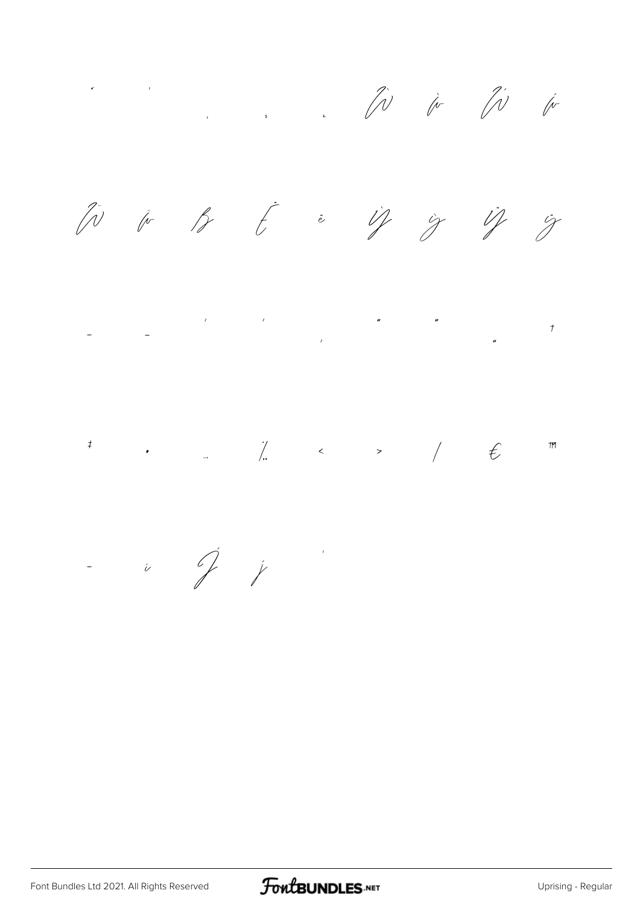ˇ ˛ ‚ ˛ ¸ Ẁ ẁ Ẃ ẃ

Ẅ ẅ ẞ Ẽ ẽ Ỳ ỳ Ỹ ỹ

– — ' ' ‚ " " „ †

‡ • … ‰ ‹ › ⁄ € ™

− ı Ĵ ĵ '